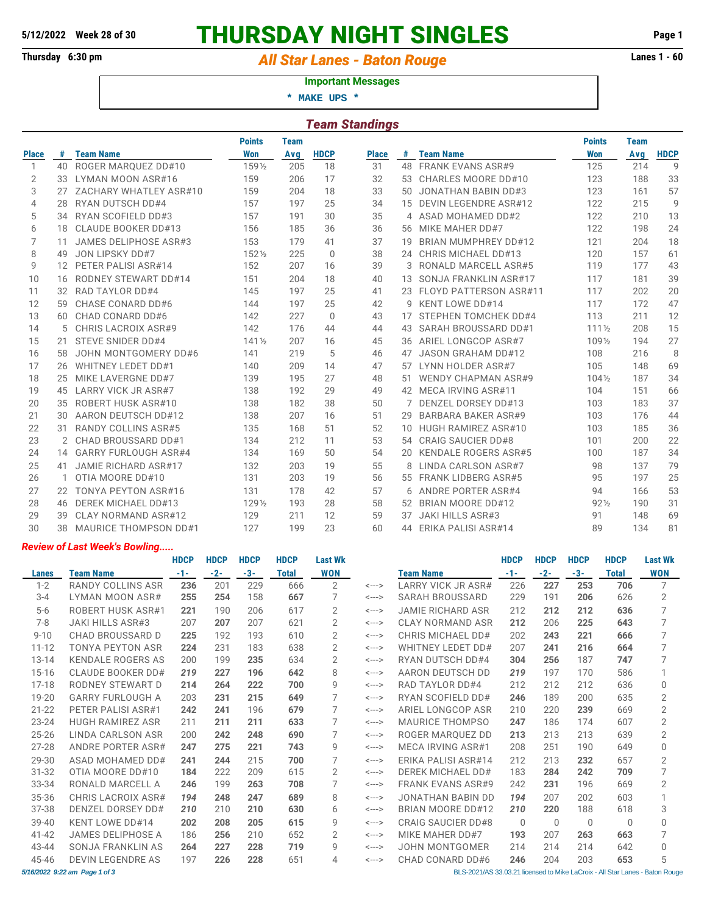5/12/2022 Week 28 of 30

# THURSDAY NIGHT SINGLES

Thursday 6:30 pm

## All Star Lanes - Baton Rouge

Lanes 1 - 60

**Important Messages**

\* MAKE UPS \*

### Team Standings

| Place | # | Team Name | Points Won | Team Avg | HDCP | Place | # | Team Name | Points Won | Team Avg | HDCP |
|---|---|---|---|---|---|---|---|---|---|---|---|
| 1 | 40 | ROGER MARQUEZ DD#10 | 159½ | 205 | 18 | 31 | 48 | FRANK EVANS ASR#9 | 125 | 214 | 9 |
| 2 | 33 | LYMAN MOON ASR#16 | 159 | 206 | 17 | 32 | 53 | CHARLES MOORE DD#10 | 123 | 188 | 33 |
| 3 | 27 | ZACHARY WHATLEY ASR#10 | 159 | 204 | 18 | 33 | 50 | JONATHAN BABIN DD#3 | 123 | 161 | 57 |
| 4 | 28 | RYAN DUTSCH DD#4 | 157 | 197 | 25 | 34 | 15 | DEVIN LEGENDRE ASR#12 | 122 | 215 | 9 |
| 5 | 34 | RYAN SCOFIELD DD#3 | 157 | 191 | 30 | 35 | 4 | ASAD MOHAMED DD#2 | 122 | 210 | 13 |
| 6 | 18 | CLAUDE BOOKER DD#13 | 156 | 185 | 36 | 36 | 56 | MIKE MAHER DD#7 | 122 | 198 | 24 |
| 7 | 11 | JAMES DELIPHOSE ASR#3 | 153 | 179 | 41 | 37 | 19 | BRIAN MUMPHREY DD#12 | 121 | 204 | 18 |
| 8 | 49 | JON LIPSKY DD#7 | 152½ | 225 | 0 | 38 | 24 | CHRIS MICHAEL DD#13 | 120 | 157 | 61 |
| 9 | 12 | PETER PALISI ASR#14 | 152 | 207 | 16 | 39 | 3 | RONALD MARCELL ASR#5 | 119 | 177 | 43 |
| 10 | 16 | RODNEY STEWART DD#14 | 151 | 204 | 18 | 40 | 13 | SONJA FRANKLIN ASR#17 | 117 | 181 | 39 |
| 11 | 32 | RAD TAYLOR DD#4 | 145 | 197 | 25 | 41 | 23 | FLOYD PATTERSON ASR#11 | 117 | 202 | 20 |
| 12 | 59 | CHASE CONARD DD#6 | 144 | 197 | 25 | 42 | 9 | KENT LOWE DD#14 | 117 | 172 | 47 |
| 13 | 60 | CHAD CONARD DD#6 | 142 | 227 | 0 | 43 | 17 | STEPHEN TOMCHEK DD#4 | 113 | 211 | 12 |
| 14 | 5 | CHRIS LACROIX ASR#9 | 142 | 176 | 44 | 44 | 43 | SARAH BROUSSARD DD#1 | 111½ | 208 | 15 |
| 15 | 21 | STEVE SNIDER DD#4 | 141½ | 207 | 16 | 45 | 36 | ARIEL LONGCOP ASR#7 | 109½ | 194 | 27 |
| 16 | 58 | JOHN MONTGOMERY DD#6 | 141 | 219 | 5 | 46 | 47 | JASON GRAHAM DD#12 | 108 | 216 | 8 |
| 17 | 26 | WHITNEY LEDET DD#1 | 140 | 209 | 14 | 47 | 57 | LYNN HOLDER ASR#7 | 105 | 148 | 69 |
| 18 | 25 | MIKE LAVERGNE DD#7 | 139 | 195 | 27 | 48 | 51 | WENDY CHAPMAN ASR#9 | 104½ | 187 | 34 |
| 19 | 45 | LARRY VICK JR ASR#7 | 138 | 192 | 29 | 49 | 42 | MECA IRVING ASR#11 | 104 | 151 | 66 |
| 20 | 35 | ROBERT HUSK ASR#10 | 138 | 182 | 38 | 50 | 7 | DENZEL DORSEY DD#13 | 103 | 183 | 37 |
| 21 | 30 | AARON DEUTSCH DD#12 | 138 | 207 | 16 | 51 | 29 | BARBARA BAKER ASR#9 | 103 | 176 | 44 |
| 22 | 31 | RANDY COLLINS ASR#5 | 135 | 168 | 51 | 52 | 10 | HUGH RAMIREZ ASR#10 | 103 | 185 | 36 |
| 23 | 2 | CHAD BROUSSARD DD#1 | 134 | 212 | 11 | 53 | 54 | CRAIG SAUCIER DD#8 | 101 | 200 | 22 |
| 24 | 14 | GARRY FURLOUGH ASR#4 | 134 | 169 | 50 | 54 | 20 | KENDALE ROGERS ASR#5 | 100 | 187 | 34 |
| 25 | 41 | JAMIE RICHARD ASR#17 | 132 | 203 | 19 | 55 | 8 | LINDA CARLSON ASR#7 | 98 | 137 | 79 |
| 26 | 1 | OTIA MOORE DD#10 | 131 | 203 | 19 | 56 | 55 | FRANK LIDBERG ASR#5 | 95 | 197 | 25 |
| 27 | 22 | TONYA PEYTON ASR#16 | 131 | 178 | 42 | 57 | 6 | ANDRE PORTER ASR#4 | 94 | 166 | 53 |
| 28 | 46 | DEREK MICHAEL DD#13 | 129½ | 193 | 28 | 58 | 52 | BRIAN MOORE DD#12 | 92½ | 190 | 31 |
| 29 | 39 | CLAY NORMAND ASR#12 | 129 | 211 | 12 | 59 | 37 | JAKI HILLS ASR#3 | 91 | 148 | 69 |
| 30 | 38 | MAURICE THOMPSON DD#1 | 127 | 199 | 23 | 60 | 44 | ERIKA PALISI ASR#14 | 89 | 134 | 81 |

*Review of Last Week's Bowling.....*

| Lanes | Team Name | HDCP -1- | HDCP -2- | HDCP -3- | HDCP Total | Last Wk WON | | Team Name | HDCP -1- | HDCP -2- | HDCP -3- | HDCP Total | Last Wk WON |
|---|---|---|---|---|---|---|---|---|---|---|---|---|---|
| 1-2 | RANDY COLLINS ASR | **236** | 201 | 229 | 666 | 2 | <---> | LARRY VICK JR ASR# | 226 | **227** | **253** | **706** | 7 |
| 3-4 | LYMAN MOON ASR# | **255** | **254** | 158 | **667** | 7 | <---> | SARAH BROUSSARD | 229 | 191 | **206** | 626 | 2 |
| 5-6 | ROBERT HUSK ASR#1 | **221** | 190 | 206 | 617 | 2 | <---> | JAMIE RICHARD ASR | 212 | **212** | **212** | **636** | 7 |
| 7-8 | JAKI HILLS ASR#3 | 207 | **207** | 207 | 621 | 2 | <---> | CLAY NORMAND ASR | **212** | 206 | **225** | **643** | 7 |
| 9-10 | CHAD BROUSSARD D | **225** | 192 | 193 | 610 | 2 | <---> | CHRIS MICHAEL DD# | 202 | **243** | **221** | **666** | 7 |
| 11-12 | TONYA PEYTON ASR | **224** | 231 | 183 | 638 | 2 | <---> | WHITNEY LEDET DD# | 207 | **241** | **216** | **664** | 7 |
| 13-14 | KENDALE ROGERS AS | 200 | 199 | **235** | 634 | 2 | <---> | RYAN DUTSCH DD#4 | **304** | **256** | 187 | **747** | 7 |
| 15-16 | CLAUDE BOOKER DD# | ***219*** | **227** | **196** | **642** | 8 | <---> | AARON DEUTSCH DD | ***219*** | 197 | 170 | 586 | 1 |
| 17-18 | RODNEY STEWART D | **214** | **264** | **222** | **700** | 9 | <---> | RAD TAYLOR DD#4 | 212 | 212 | 212 | 636 | 0 |
| 19-20 | GARRY FURLOUGH A | 203 | **231** | **215** | **649** | 7 | <---> | RYAN SCOFIELD DD# | **246** | 189 | 200 | 635 | 2 |
| 21-22 | PETER PALISI ASR#1 | **242** | **241** | 196 | **679** | 7 | <---> | ARIEL LONGCOP ASR | 210 | 220 | **239** | 669 | 2 |
| 23-24 | HUGH RAMIREZ ASR | 211 | **211** | **211** | **633** | 7 | <---> | MAURICE THOMPSO | **247** | 186 | 174 | 607 | 2 |
| 25-26 | LINDA CARLSON ASR | 200 | **242** | **248** | **690** | 7 | <---> | ROGER MARQUEZ DD | **213** | 213 | 213 | 639 | 2 |
| 27-28 | ANDRE PORTER ASR# | **247** | **275** | **221** | **743** | 9 | <---> | MECA IRVING ASR#1 | 208 | 251 | 190 | 649 | 0 |
| 29-30 | ASAD MOHAMED DD# | **241** | **244** | 215 | **700** | 7 | <---> | ERIKA PALISI ASR#14 | 212 | 213 | **232** | 657 | 2 |
| 31-32 | OTIA MOORE DD#10 | **184** | 222 | 209 | 615 | 2 | <---> | DEREK MICHAEL DD# | 183 | **284** | **242** | **709** | 7 |
| 33-34 | RONALD MARCELL A | **246** | 199 | **263** | **708** | 7 | <---> | FRANK EVANS ASR#9 | 242 | **231** | 196 | 669 | 2 |
| 35-36 | CHRIS LACROIX ASR# | ***194*** | **248** | **247** | **689** | 8 | <---> | JONATHAN BABIN DD | ***194*** | 207 | 202 | 603 | 1 |
| 37-38 | DENZEL DORSEY DD# | ***210*** | 210 | **210** | **630** | 6 | <---> | BRIAN MOORE DD#12 | ***210*** | **220** | 188 | 618 | 3 |
| 39-40 | KENT LOWE DD#14 | **202** | **208** | **205** | **615** | 9 | <---> | CRAIG SAUCIER DD#8 | 0 | 0 | 0 | 0 | 0 |
| 41-42 | JAMES DELIPHOSE A | 186 | **256** | 210 | 652 | 2 | <---> | MIKE MAHER DD#7 | **193** | 207 | **263** | **663** | 7 |
| 43-44 | SONJA FRANKLIN AS | **264** | **227** | **228** | **719** | 9 | <---> | JOHN MONTGOMER | 214 | 214 | 214 | 642 | 0 |
| 45-46 | DEVIN LEGENDRE AS | 197 | **226** | **228** | 651 | 4 | <---> | CHAD CONARD DD#6 | **246** | 204 | 203 | **653** | 5 |

BLS-2021/AS 33.03.21 licensed to Mike LaCroix - All Star Lanes - Baton Rouge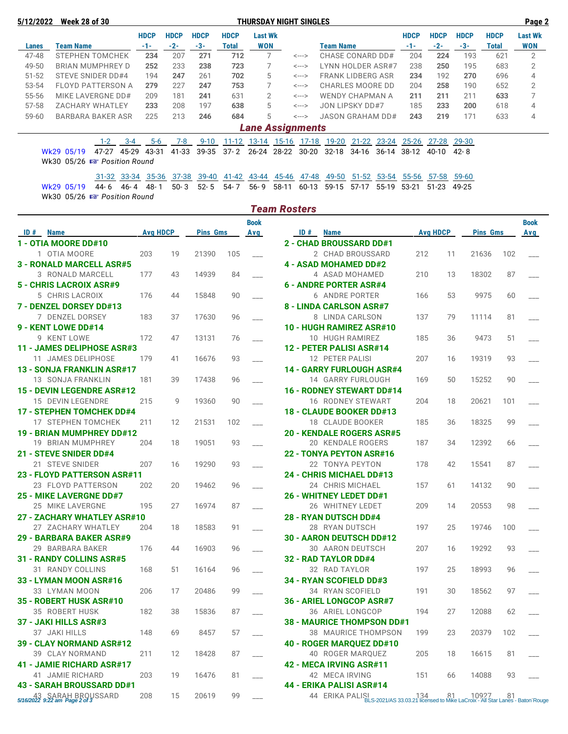5/12/2022 Week 28 of 30 THURSDAY NIGHT SINGLES

| Lanes | Team Name | HDCP -1- | HDCP -2- | HDCP -3- | HDCP Total | Last Wk WON | | Team Name | HDCP -1- | HDCP -2- | HDCP -3- | HDCP Total | Last Wk WON |
|---|---|---|---|---|---|---|---|---|---|---|---|---|---|
| 47-48 | STEPHEN TOMCHEK | **234** | 207 | **271** | **712** | 7 | <---> | CHASE CONARD DD# | 204 | **224** | 193 | 621 | 2 |
| 49-50 | BRIAN MUMPHREY D | **252** | 233 | **238** | **723** | 7 | <---> | LYNN HOLDER ASR#7 | 238 | **250** | 195 | 683 | 2 |
| 51-52 | STEVE SNIDER DD#4 | 194 | **247** | 261 | **702** | 5 | <---> | FRANK LIDBERG ASR | **234** | 192 | **270** | 696 | 4 |
| 53-54 | FLOYD PATTERSON A | **279** | 227 | **247** | **753** | 7 | <---> | CHARLES MOORE DD | 204 | **258** | 190 | 652 | 2 |
| 55-56 | MIKE LAVERGNE DD# | 209 | 181 | **241** | 631 | 2 | <---> | WENDY CHAPMAN A | **211** | **211** | 211 | **633** | 7 |
| 57-58 | ZACHARY WHATLEY | **233** | 208 | 197 | **638** | 5 | <---> | JON LIPSKY DD#7 | 185 | **233** | **200** | 618 | 4 |
| 59-60 | BARBARA BAKER ASR | 225 | 213 | **246** | **684** | 5 | <---> | JASON GRAHAM DD# | **243** | **219** | 171 | 633 | 4 |

## *Lane Assignments*

| | 1-2 | 3-4 | 5-6 | 7-8 | 9-10 | 11-12 | 13-14 | 15-16 | 17-18 | 19-20 | 21-22 | 23-24 | 25-26 | 27-28 | 29-30 |
|---|---|---|---|---|---|---|---|---|---|---|---|---|---|---|---|
| Wk29 05/19 | 47-27 | 45-29 | 43-31 | 41-33 | 39-35 | 37- 2 | 26-24 | 28-22 | 30-20 | 32-18 | 34-16 | 36-14 | 38-12 | 40-10 | 42- 8 |
| Wk30 05/26 | ☞ *Position Round* | | | | | | | | | | | | | | |

| | 31-32 | 33-34 | 35-36 | 37-38 | 39-40 | 41-42 | 43-44 | 45-46 | 47-48 | 49-50 | 51-52 | 53-54 | 55-56 | 57-58 | 59-60 |
|---|---|---|---|---|---|---|---|---|---|---|---|---|---|---|---|
| Wk29 05/19 | 44- 6 | 46- 4 | 48- 1 | 50- 3 | 52- 5 | 54- 7 | 56- 9 | 58-11 | 60-13 | 59-15 | 57-17 | 55-19 | 53-21 | 51-23 | 49-25 |
| Wk30 05/26 | ☞ *Position Round* | | | | | | | | | | | | | | |

## *Team Rosters*

| ID # | Name | Avg | HDCP | Pins | Gms | Book Avg |
|---|---|---|---|---|---|---|
| **1 - OTIA MOORE DD#10** | | | | | | |
| 1 | OTIA MOORE | 203 | 19 | 21390 | 105 | ___ |
| **2 - CHAD BROUSSARD DD#1** | | | | | | |
| 2 | CHAD BROUSSARD | 212 | 11 | 21636 | 102 | ___ |
| **3 - RONALD MARCELL ASR#5** | | | | | | |
| 3 | RONALD MARCELL | 177 | 43 | 14939 | 84 | ___ |
| **4 - ASAD MOHAMED DD#2** | | | | | | |
| 4 | ASAD MOHAMED | 210 | 13 | 18302 | 87 | ___ |
| **5 - CHRIS LACROIX ASR#9** | | | | | | |
| 5 | CHRIS LACROIX | 176 | 44 | 15848 | 90 | ___ |
| **6 - ANDRE PORTER ASR#4** | | | | | | |
| 6 | ANDRE PORTER | 166 | 53 | 9975 | 60 | ___ |
| **7 - DENZEL DORSEY DD#13** | | | | | | |
| 7 | DENZEL DORSEY | 183 | 37 | 17630 | 96 | ___ |
| **8 - LINDA CARLSON ASR#7** | | | | | | |
| 8 | LINDA CARLSON | 137 | 79 | 11114 | 81 | ___ |
| **9 - KENT LOWE DD#14** | | | | | | |
| 9 | KENT LOWE | 172 | 47 | 13131 | 76 | ___ |
| **10 - HUGH RAMIREZ ASR#10** | | | | | | |
| 10 | HUGH RAMIREZ | 185 | 36 | 9473 | 51 | ___ |
| **11 - JAMES DELIPHOSE ASR#3** | | | | | | |
| 11 | JAMES DELIPHOSE | 179 | 41 | 16676 | 93 | ___ |
| **12 - PETER PALISI ASR#14** | | | | | | |
| 12 | PETER PALISI | 207 | 16 | 19319 | 93 | ___ |
| **13 - SONJA FRANKLIN ASR#17** | | | | | | |
| 13 | SONJA FRANKLIN | 181 | 39 | 17438 | 96 | ___ |
| **14 - GARRY FURLOUGH ASR#4** | | | | | | |
| 14 | GARRY FURLOUGH | 169 | 50 | 15252 | 90 | ___ |
| **15 - DEVIN LEGENDRE ASR#12** | | | | | | |
| 15 | DEVIN LEGENDRE | 215 | 9 | 19360 | 90 | ___ |
| **16 - RODNEY STEWART DD#14** | | | | | | |
| 16 | RODNEY STEWART | 204 | 18 | 20621 | 101 | ___ |
| **17 - STEPHEN TOMCHEK DD#4** | | | | | | |
| 17 | STEPHEN TOMCHEK | 211 | 12 | 21531 | 102 | ___ |
| **18 - CLAUDE BOOKER DD#13** | | | | | | |
| 18 | CLAUDE BOOKER | 185 | 36 | 18325 | 99 | ___ |
| **19 - BRIAN MUMPHREY DD#12** | | | | | | |
| 19 | BRIAN MUMPHREY | 204 | 18 | 19051 | 93 | ___ |
| **20 - KENDALE ROGERS ASR#5** | | | | | | |
| 20 | KENDALE ROGERS | 187 | 34 | 12392 | 66 | ___ |
| **21 - STEVE SNIDER DD#4** | | | | | | |
| 21 | STEVE SNIDER | 207 | 16 | 19290 | 93 | ___ |
| **22 - TONYA PEYTON ASR#16** | | | | | | |
| 22 | TONYA PEYTON | 178 | 42 | 15541 | 87 | ___ |
| **23 - FLOYD PATTERSON ASR#11** | | | | | | |
| 23 | FLOYD PATTERSON | 202 | 20 | 19462 | 96 | ___ |
| **24 - CHRIS MICHAEL DD#13** | | | | | | |
| 24 | CHRIS MICHAEL | 157 | 61 | 14132 | 90 | ___ |
| **25 - MIKE LAVERGNE DD#7** | | | | | | |
| 25 | MIKE LAVERGNE | 195 | 27 | 16974 | 87 | ___ |
| **26 - WHITNEY LEDET DD#1** | | | | | | |
| 26 | WHITNEY LEDET | 209 | 14 | 20553 | 98 | ___ |
| **27 - ZACHARY WHATLEY ASR#10** | | | | | | |
| 27 | ZACHARY WHATLEY | 204 | 18 | 18583 | 91 | ___ |
| **28 - RYAN DUTSCH DD#4** | | | | | | |
| 28 | RYAN DUTSCH | 197 | 25 | 19746 | 100 | ___ |
| **29 - BARBARA BAKER ASR#9** | | | | | | |
| 29 | BARBARA BAKER | 176 | 44 | 16903 | 96 | ___ |
| **30 - AARON DEUTSCH DD#12** | | | | | | |
| 30 | AARON DEUTSCH | 207 | 16 | 19292 | 93 | ___ |
| **31 - RANDY COLLINS ASR#5** | | | | | | |
| 31 | RANDY COLLINS | 168 | 51 | 16164 | 96 | ___ |
| **32 - RAD TAYLOR DD#4** | | | | | | |
| 32 | RAD TAYLOR | 197 | 25 | 18993 | 96 | ___ |
| **33 - LYMAN MOON ASR#16** | | | | | | |
| 33 | LYMAN MOON | 206 | 17 | 20486 | 99 | ___ |
| **34 - RYAN SCOFIELD DD#3** | | | | | | |
| 34 | RYAN SCOFIELD | 191 | 30 | 18562 | 97 | ___ |
| **35 - ROBERT HUSK ASR#10** | | | | | | |
| 35 | ROBERT HUSK | 182 | 38 | 15836 | 87 | ___ |
| **36 - ARIEL LONGCOP ASR#7** | | | | | | |
| 36 | ARIEL LONGCOP | 194 | 27 | 12088 | 62 | ___ |
| **37 - JAKI HILLS ASR#3** | | | | | | |
| 37 | JAKI HILLS | 148 | 69 | 8457 | 57 | ___ |
| **38 - MAURICE THOMPSON DD#1** | | | | | | |
| 38 | MAURICE THOMPSON | 199 | 23 | 20379 | 102 | ___ |
| **39 - CLAY NORMAND ASR#12** | | | | | | |
| 39 | CLAY NORMAND | 211 | 12 | 18428 | 87 | ___ |
| **40 - ROGER MARQUEZ DD#10** | | | | | | |
| 40 | ROGER MARQUEZ | 205 | 18 | 16615 | 81 | ___ |
| **41 - JAMIE RICHARD ASR#17** | | | | | | |
| 41 | JAMIE RICHARD | 203 | 19 | 16476 | 81 | ___ |
| **42 - MECA IRVING ASR#11** | | | | | | |
| 42 | MECA IRVING | 151 | 66 | 14088 | 93 | ___ |
| **43 - SARAH BROUSSARD DD#1** | | | | | | |
| 43 | SARAH BROUSSARD | 208 | 15 | 20619 | 99 | ___ |
| **44 - ERIKA PALISI ASR#14** | | | | | | |
| 44 | ERIKA PALISI | 134 | 81 | 10927 | 81 | |

BLS-2021/AS 33.03.21 licensed to Mike LaCroix - All Star Lanes - Baton Rouge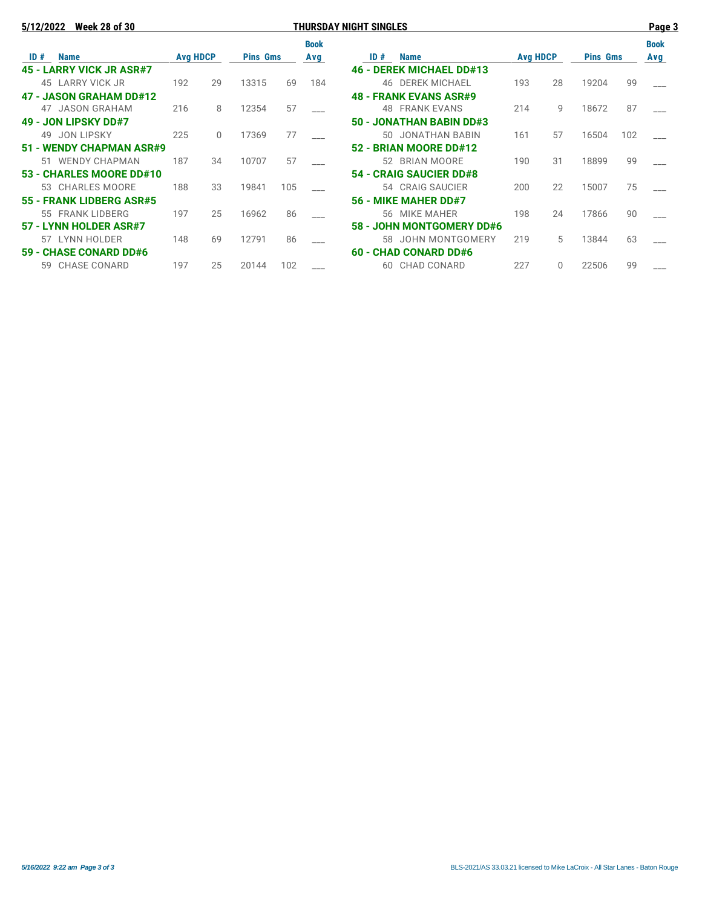**5/12/2022 Week 28 of 30** **THURSDAY NIGHT SINGLES**

| ID # | Name | Avg | HDCP | Pins | Gms | Book Avg |
|---|---|---|---|---|---|---|
| **45 - LARRY VICK JR ASR#7** | | | | | | |
| 45 | LARRY VICK JR | 192 | 29 | 13315 | 69 | 184 |
| **47 - JASON GRAHAM DD#12** | | | | | | |
| 47 | JASON GRAHAM | 216 | 8 | 12354 | 57 | ___ |
| **49 - JON LIPSKY DD#7** | | | | | | |
| 49 | JON LIPSKY | 225 | 0 | 17369 | 77 | ___ |
| **51 - WENDY CHAPMAN ASR#9** | | | | | | |
| 51 | WENDY CHAPMAN | 187 | 34 | 10707 | 57 | ___ |
| **53 - CHARLES MOORE DD#10** | | | | | | |
| 53 | CHARLES MOORE | 188 | 33 | 19841 | 105 | ___ |
| **55 - FRANK LIDBERG ASR#5** | | | | | | |
| 55 | FRANK LIDBERG | 197 | 25 | 16962 | 86 | ___ |
| **57 - LYNN HOLDER ASR#7** | | | | | | |
| 57 | LYNN HOLDER | 148 | 69 | 12791 | 86 | ___ |
| **59 - CHASE CONARD DD#6** | | | | | | |
| 59 | CHASE CONARD | 197 | 25 | 20144 | 102 | ___ |
| **46 - DEREK MICHAEL DD#13** | | | | | | |
| 46 | DEREK MICHAEL | 193 | 28 | 19204 | 99 | ___ |
| **48 - FRANK EVANS ASR#9** | | | | | | |
| 48 | FRANK EVANS | 214 | 9 | 18672 | 87 | ___ |
| **50 - JONATHAN BABIN DD#3** | | | | | | |
| 50 | JONATHAN BABIN | 161 | 57 | 16504 | 102 | ___ |
| **52 - BRIAN MOORE DD#12** | | | | | | |
| 52 | BRIAN MOORE | 190 | 31 | 18899 | 99 | ___ |
| **54 - CRAIG SAUCIER DD#8** | | | | | | |
| 54 | CRAIG SAUCIER | 200 | 22 | 15007 | 75 | ___ |
| **56 - MIKE MAHER DD#7** | | | | | | |
| 56 | MIKE MAHER | 198 | 24 | 17866 | 90 | ___ |
| **58 - JOHN MONTGOMERY DD#6** | | | | | | |
| 58 | JOHN MONTGOMERY | 219 | 5 | 13844 | 63 | ___ |
| **60 - CHAD CONARD DD#6** | | | | | | |
| 60 | CHAD CONARD | 227 | 0 | 22506 | 99 | ___ |

*5/16/2022 9:22 am*

BLS-2021/AS 33.03.21 licensed to Mike LaCroix - All Star Lanes - Baton Rouge